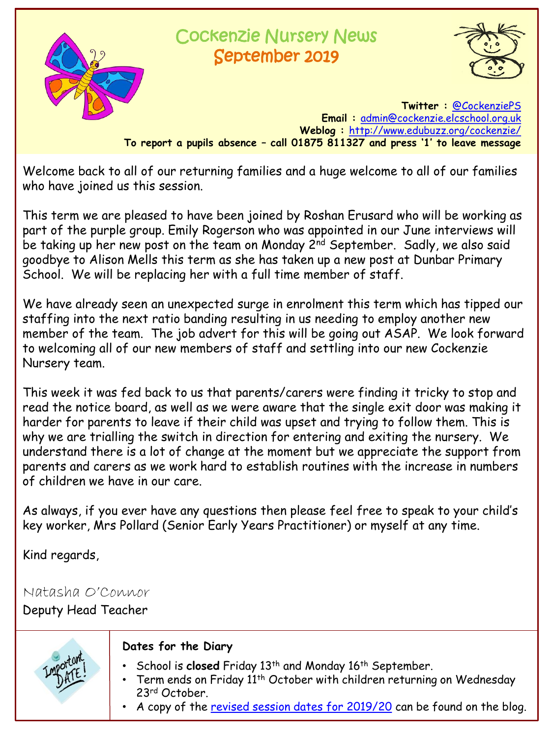# Cockenzie Nursery News
## September 2019

**Twitter :** @CockenziePS
**Email :** admin@cockenzie.elcschool.org.uk
**Weblog :** http://www.edubuzz.org/cockenzie/
**To report a pupils absence – call 01875 811327 and press '1' to leave message**

Welcome back to all of our returning families and a huge welcome to all of our families who have joined us this session.

This term we are pleased to have been joined by Roshan Erusard who will be working as part of the purple group. Emily Rogerson who was appointed in our June interviews will be taking up her new post on the team on Monday 2nd September. Sadly, we also said goodbye to Alison Mells this term as she has taken up a new post at Dunbar Primary School. We will be replacing her with a full time member of staff.

We have already seen an unexpected surge in enrolment this term which has tipped our staffing into the next ratio banding resulting in us needing to employ another new member of the team. The job advert for this will be going out ASAP. We look forward to welcoming all of our new members of staff and settling into our new Cockenzie Nursery team.

This week it was fed back to us that parents/carers were finding it tricky to stop and read the notice board, as well as we were aware that the single exit door was making it harder for parents to leave if their child was upset and trying to follow them. This is why we are trialling the switch in direction for entering and exiting the nursery. We understand there is a lot of change at the moment but we appreciate the support from parents and carers as we work hard to establish routines with the increase in numbers of children we have in our care.

As always, if you ever have any questions then please feel free to speak to your child's key worker, Mrs Pollard (Senior Early Years Practitioner) or myself at any time.

Kind regards,

Natasha O'Connor
Deputy Head Teacher

**Dates for the Diary**

- School is **closed** Friday 13th and Monday 16th September.
- Term ends on Friday 11th October with children returning on Wednesday 23rd October.
- A copy of the revised session dates for 2019/20 can be found on the blog.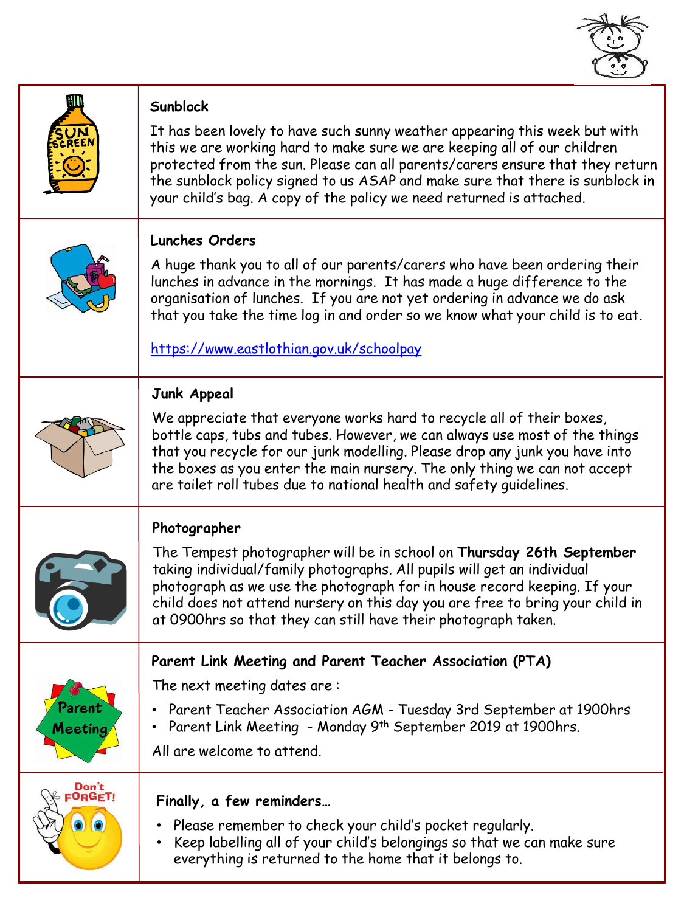### Sunblock

It has been lovely to have such sunny weather appearing this week but with this we are working hard to make sure we are keeping all of our children protected from the sun. Please can all parents/carers ensure that they return the sunblock policy signed to us ASAP and make sure that there is sunblock in your child's bag. A copy of the policy we need returned is attached.

### Lunches Orders

A huge thank you to all of our parents/carers who have been ordering their lunches in advance in the mornings. It has made a huge difference to the organisation of lunches. If you are not yet ordering in advance we do ask that you take the time log in and order so we know what your child is to eat.

https://www.eastlothian.gov.uk/schoolpay

### Junk Appeal

We appreciate that everyone works hard to recycle all of their boxes, bottle caps, tubs and tubes. However, we can always use most of the things that you recycle for our junk modelling. Please drop any junk you have into the boxes as you enter the main nursery. The only thing we can not accept are toilet roll tubes due to national health and safety guidelines.

### Photographer

The Tempest photographer will be in school on **Thursday 26th September** taking individual/family photographs. All pupils will get an individual photograph as we use the photograph for in house record keeping. If your child does not attend nursery on this day you are free to bring your child in at 0900hrs so that they can still have their photograph taken.

### Parent Link Meeting and Parent Teacher Association (PTA)

The next meeting dates are :

- Parent Teacher Association AGM - Tuesday 3rd September at 1900hrs
- Parent Link Meeting - Monday 9th September 2019 at 1900hrs.

All are welcome to attend.

### Finally, a few reminders…

- Please remember to check your child's pocket regularly.
- Keep labelling all of your child's belongings so that we can make sure everything is returned to the home that it belongs to.